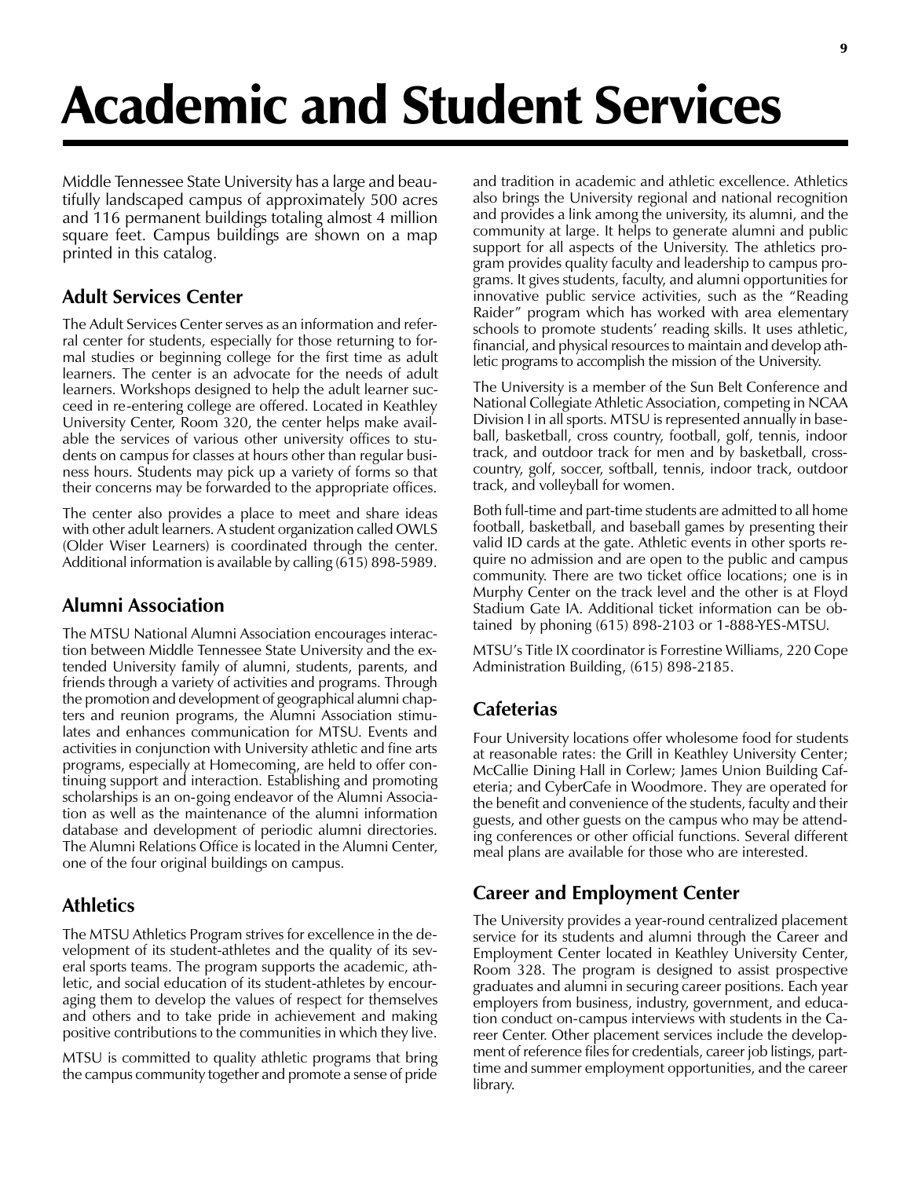# Academic and Student Services

Middle Tennessee State University has a large and beautifully landscaped campus of approximately 500 acres and 116 permanent buildings totaling almost 4 million square feet. Campus buildings are shown on a map printed in this catalog.

## Adult Services Center

The Adult Services Center serves as an information and referral center for students, especially for those returning to formal studies or beginning college for the first time as adult learners. The center is an advocate for the needs of adult learners. Workshops designed to help the adult learner succeed in re-entering college are offered. Located in Keathley University Center, Room 320, the center helps make available the services of various other university offices to students on campus for classes at hours other than regular business hours. Students may pick up a variety of forms so that their concerns may be forwarded to the appropriate offices.

The center also provides a place to meet and share ideas with other adult learners. A student organization called OWLS (Older Wiser Learners) is coordinated through the center. Additional information is available by calling (615) 898-5989.

## Alumni Association

The MTSU National Alumni Association encourages interaction between Middle Tennessee State University and the extended University family of alumni, students, parents, and friends through a variety of activities and programs. Through the promotion and development of geographical alumni chapters and reunion programs, the Alumni Association stimulates and enhances communication for MTSU. Events and activities in conjunction with University athletic and fine arts programs, especially at Homecoming, are held to offer continuing support and interaction. Establishing and promoting scholarships is an on-going endeavor of the Alumni Association as well as the maintenance of the alumni information database and development of periodic alumni directories. The Alumni Relations Office is located in the Alumni Center, one of the four original buildings on campus.

## Athletics

The MTSU Athletics Program strives for excellence in the development of its student-athletes and the quality of its several sports teams. The program supports the academic, athletic, and social education of its student-athletes by encouraging them to develop the values of respect for themselves and others and to take pride in achievement and making positive contributions to the communities in which they live.

MTSU is committed to quality athletic programs that bring the campus community together and promote a sense of pride and tradition in academic and athletic excellence. Athletics also brings the University regional and national recognition and provides a link among the university, its alumni, and the community at large. It helps to generate alumni and public support for all aspects of the University. The athletics program provides quality faculty and leadership to campus programs. It gives students, faculty, and alumni opportunities for innovative public service activities, such as the "Reading Raider" program which has worked with area elementary schools to promote students' reading skills. It uses athletic, financial, and physical resources to maintain and develop athletic programs to accomplish the mission of the University.

The University is a member of the Sun Belt Conference and National Collegiate Athletic Association, competing in NCAA Division I in all sports. MTSU is represented annually in baseball, basketball, cross country, football, golf, tennis, indoor track, and outdoor track for men and by basketball, cross-country, golf, soccer, softball, tennis, indoor track, outdoor track, and volleyball for women.

Both full-time and part-time students are admitted to all home football, basketball, and baseball games by presenting their valid ID cards at the gate. Athletic events in other sports require no admission and are open to the public and campus community. There are two ticket office locations; one is in Murphy Center on the track level and the other is at Floyd Stadium Gate IA. Additional ticket information can be obtained by phoning (615) 898-2103 or 1-888-YES-MTSU.

MTSU's Title IX coordinator is Forrestine Williams, 220 Cope Administration Building, (615) 898-2185.

## Cafeterias

Four University locations offer wholesome food for students at reasonable rates: the Grill in Keathley University Center; McCallie Dining Hall in Corlew; James Union Building Cafeteria; and CyberCafe in Woodmore. They are operated for the benefit and convenience of the students, faculty and their guests, and other guests on the campus who may be attending conferences or other official functions. Several different meal plans are available for those who are interested.

## Career and Employment Center

The University provides a year-round centralized placement service for its students and alumni through the Career and Employment Center located in Keathley University Center, Room 328. The program is designed to assist prospective graduates and alumni in securing career positions. Each year employers from business, industry, government, and education conduct on-campus interviews with students in the Career Center. Other placement services include the development of reference files for credentials, career job listings, part-time and summer employment opportunities, and the career library.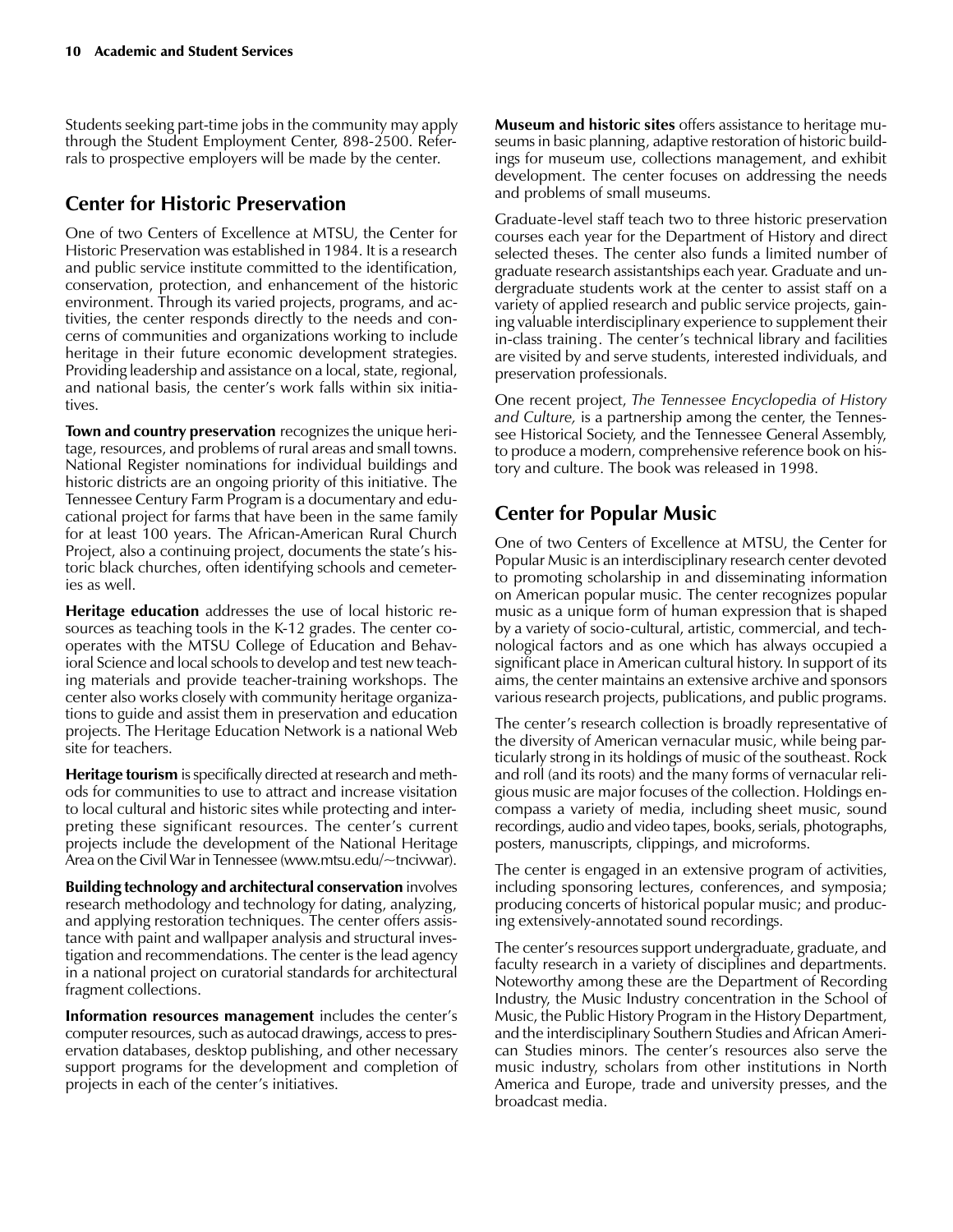Students seeking part-time jobs in the community may apply through the Student Employment Center, 898-2500. Referrals to prospective employers will be made by the center.

## Center for Historic Preservation

One of two Centers of Excellence at MTSU, the Center for Historic Preservation was established in 1984. It is a research and public service institute committed to the identification, conservation, protection, and enhancement of the historic environment. Through its varied projects, programs, and activities, the center responds directly to the needs and concerns of communities and organizations working to include heritage in their future economic development strategies. Providing leadership and assistance on a local, state, regional, and national basis, the center's work falls within six initiatives.

**Town and country preservation** recognizes the unique heritage, resources, and problems of rural areas and small towns. National Register nominations for individual buildings and historic districts are an ongoing priority of this initiative. The Tennessee Century Farm Program is a documentary and educational project for farms that have been in the same family for at least 100 years. The African-American Rural Church Project, also a continuing project, documents the state's historic black churches, often identifying schools and cemeteries as well.

**Heritage education** addresses the use of local historic resources as teaching tools in the K-12 grades. The center cooperates with the MTSU College of Education and Behavioral Science and local schools to develop and test new teaching materials and provide teacher-training workshops. The center also works closely with community heritage organizations to guide and assist them in preservation and education projects. The Heritage Education Network is a national Web site for teachers.

**Heritage tourism** is specifically directed at research and methods for communities to use to attract and increase visitation to local cultural and historic sites while protecting and interpreting these significant resources. The center's current projects include the development of the National Heritage Area on the Civil War in Tennessee (www.mtsu.edu/~tncivwar).

**Building technology and architectural conservation** involves research methodology and technology for dating, analyzing, and applying restoration techniques. The center offers assistance with paint and wallpaper analysis and structural investigation and recommendations. The center is the lead agency in a national project on curatorial standards for architectural fragment collections.

**Information resources management** includes the center's computer resources, such as autocad drawings, access to preservation databases, desktop publishing, and other necessary support programs for the development and completion of projects in each of the center's initiatives.

**Museum and historic sites** offers assistance to heritage museums in basic planning, adaptive restoration of historic buildings for museum use, collections management, and exhibit development. The center focuses on addressing the needs and problems of small museums.

Graduate-level staff teach two to three historic preservation courses each year for the Department of History and direct selected theses. The center also funds a limited number of graduate research assistantships each year. Graduate and undergraduate students work at the center to assist staff on a variety of applied research and public service projects, gaining valuable interdisciplinary experience to supplement their in-class training. The center's technical library and facilities are visited by and serve students, interested individuals, and preservation professionals.

One recent project, *The Tennessee Encyclopedia of History and Culture,* is a partnership among the center, the Tennessee Historical Society, and the Tennessee General Assembly, to produce a modern, comprehensive reference book on history and culture. The book was released in 1998.

## Center for Popular Music

One of two Centers of Excellence at MTSU, the Center for Popular Music is an interdisciplinary research center devoted to promoting scholarship in and disseminating information on American popular music. The center recognizes popular music as a unique form of human expression that is shaped by a variety of socio-cultural, artistic, commercial, and technological factors and as one which has always occupied a significant place in American cultural history. In support of its aims, the center maintains an extensive archive and sponsors various research projects, publications, and public programs.

The center's research collection is broadly representative of the diversity of American vernacular music, while being particularly strong in its holdings of music of the southeast. Rock and roll (and its roots) and the many forms of vernacular religious music are major focuses of the collection. Holdings encompass a variety of media, including sheet music, sound recordings, audio and video tapes, books, serials, photographs, posters, manuscripts, clippings, and microforms.

The center is engaged in an extensive program of activities, including sponsoring lectures, conferences, and symposia; producing concerts of historical popular music; and producing extensively-annotated sound recordings.

The center's resources support undergraduate, graduate, and faculty research in a variety of disciplines and departments. Noteworthy among these are the Department of Recording Industry, the Music Industry concentration in the School of Music, the Public History Program in the History Department, and the interdisciplinary Southern Studies and African American Studies minors. The center's resources also serve the music industry, scholars from other institutions in North America and Europe, trade and university presses, and the broadcast media.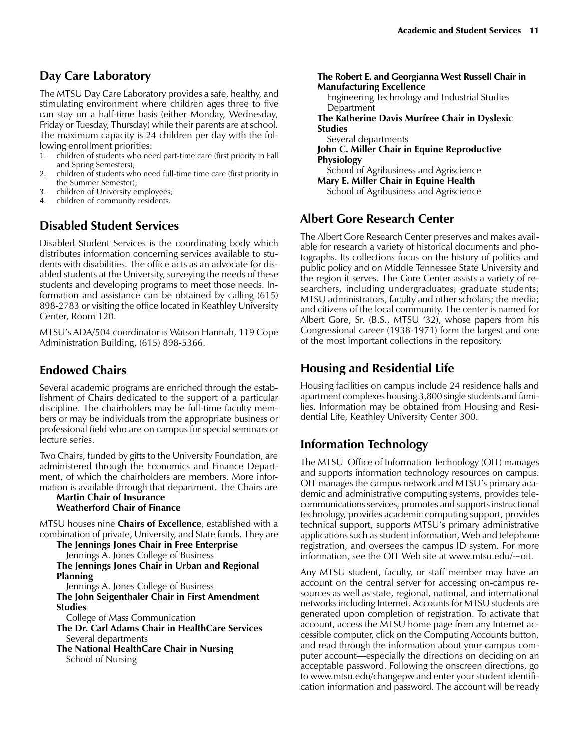## Day Care Laboratory

The MTSU Day Care Laboratory provides a safe, healthy, and stimulating environment where children ages three to five can stay on a half-time basis (either Monday, Wednesday, Friday or Tuesday, Thursday) while their parents are at school. The maximum capacity is 24 children per day with the following enrollment priorities:

1. children of students who need part-time care (first priority in Fall and Spring Semesters);
2. children of students who need full-time time care (first priority in the Summer Semester);
3. children of University employees;
4. children of community residents.

## Disabled Student Services

Disabled Student Services is the coordinating body which distributes information concerning services available to students with disabilities. The office acts as an advocate for disabled students at the University, surveying the needs of these students and developing programs to meet those needs. Information and assistance can be obtained by calling (615) 898-2783 or visiting the office located in Keathley University Center, Room 120.

MTSU's ADA/504 coordinator is Watson Hannah, 119 Cope Administration Building, (615) 898-5366.

## Endowed Chairs

Several academic programs are enriched through the establishment of Chairs dedicated to the support of a particular discipline. The chairholders may be full-time faculty members or may be individuals from the appropriate business or professional field who are on campus for special seminars or lecture series.

Two Chairs, funded by gifts to the University Foundation, are administered through the Economics and Finance Department, of which the chairholders are members. More information is available through that department. The Chairs are

**Martin Chair of Insurance**
**Weatherford Chair of Finance**

MTSU houses nine **Chairs of Excellence**, established with a combination of private, University, and State funds. They are

**The Jennings Jones Chair in Free Enterprise**
Jennings A. Jones College of Business

**The Jennings Jones Chair in Urban and Regional Planning**
Jennings A. Jones College of Business

**The John Seigenthaler Chair in First Amendment Studies**
College of Mass Communication

**The Dr. Carl Adams Chair in HealthCare Services**
Several departments

**The National HealthCare Chair in Nursing**
School of Nursing

**The Robert E. and Georgianna West Russell Chair in Manufacturing Excellence**
Engineering Technology and Industrial Studies Department

**The Katherine Davis Murfree Chair in Dyslexic Studies**
Several departments

**John C. Miller Chair in Equine Reproductive Physiology**
School of Agribusiness and Agriscience

**Mary E. Miller Chair in Equine Health**
School of Agribusiness and Agriscience

## Albert Gore Research Center

The Albert Gore Research Center preserves and makes available for research a variety of historical documents and photographs. Its collections focus on the history of politics and public policy and on Middle Tennessee State University and the region it serves. The Gore Center assists a variety of researchers, including undergraduates; graduate students; MTSU administrators, faculty and other scholars; the media; and citizens of the local community. The center is named for Albert Gore, Sr. (B.S., MTSU '32), whose papers from his Congressional career (1938-1971) form the largest and one of the most important collections in the repository.

## Housing and Residential Life

Housing facilities on campus include 24 residence halls and apartment complexes housing 3,800 single students and families. Information may be obtained from Housing and Residential Life, Keathley University Center 300.

## Information Technology

The MTSU Office of Information Technology (OIT) manages and supports information technology resources on campus. OIT manages the campus network and MTSU's primary academic and administrative computing systems, provides telecommunications services, promotes and supports instructional technology, provides academic computing support, provides technical support, supports MTSU's primary administrative applications such as student information, Web and telephone registration, and oversees the campus ID system. For more information, see the OIT Web site at www.mtsu.edu/~oit.

Any MTSU student, faculty, or staff member may have an account on the central server for accessing on-campus resources as well as state, regional, national, and international networks including Internet. Accounts for MTSU students are generated upon completion of registration. To activate that account, access the MTSU home page from any Internet accessible computer, click on the Computing Accounts button, and read through the information about your campus computer account—especially the directions on deciding on an acceptable password. Following the onscreen directions, go to www.mtsu.edu/changepw and enter your student identification information and password. The account will be ready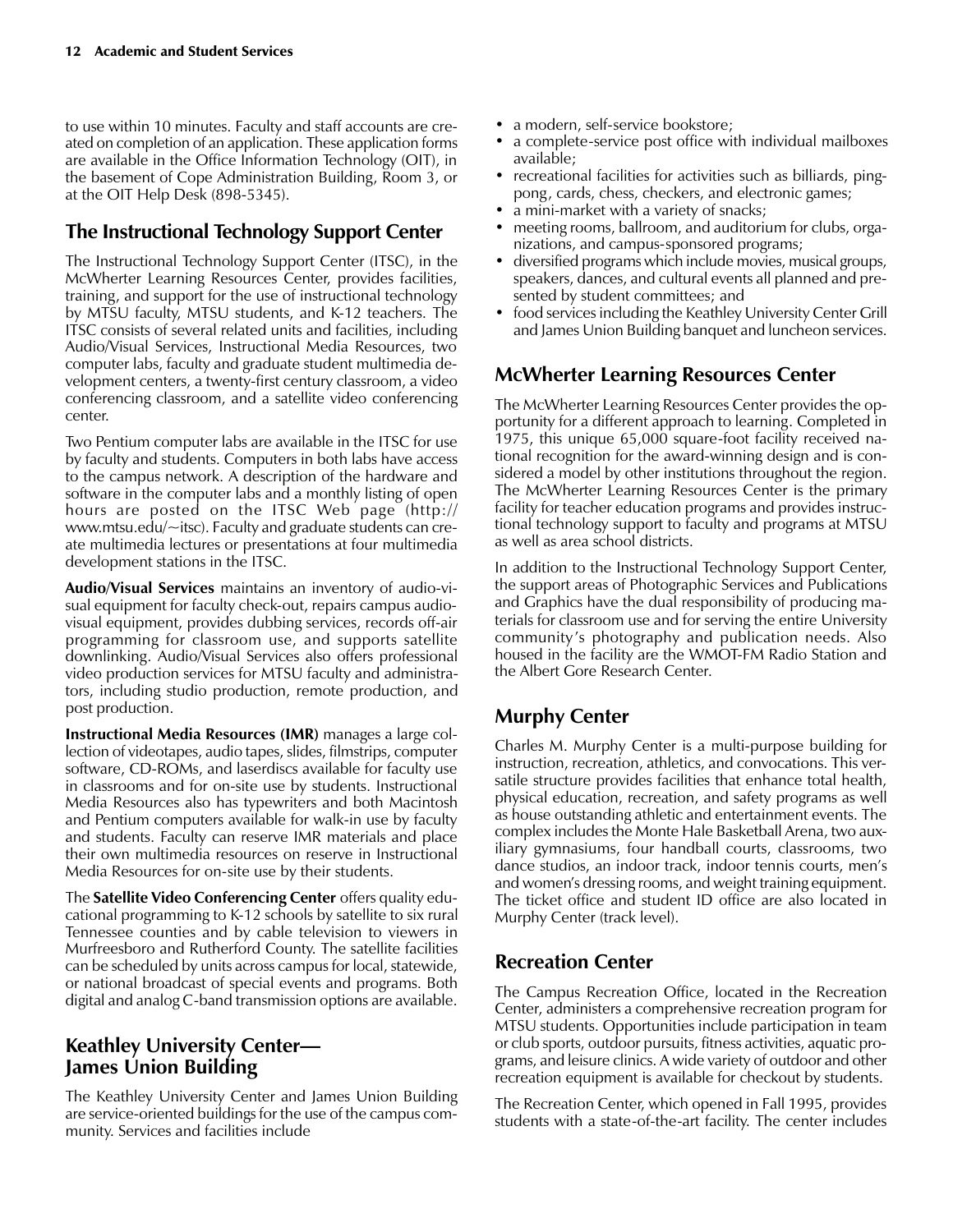to use within 10 minutes. Faculty and staff accounts are created on completion of an application. These application forms are available in the Office Information Technology (OIT), in the basement of Cope Administration Building, Room 3, or at the OIT Help Desk (898-5345).

## The Instructional Technology Support Center

The Instructional Technology Support Center (ITSC), in the McWherter Learning Resources Center, provides facilities, training, and support for the use of instructional technology by MTSU faculty, MTSU students, and K-12 teachers. The ITSC consists of several related units and facilities, including Audio/Visual Services, Instructional Media Resources, two computer labs, faculty and graduate student multimedia development centers, a twenty-first century classroom, a video conferencing classroom, and a satellite video conferencing center.

Two Pentium computer labs are available in the ITSC for use by faculty and students. Computers in both labs have access to the campus network. A description of the hardware and software in the computer labs and a monthly listing of open hours are posted on the ITSC Web page (http://www.mtsu.edu/~itsc). Faculty and graduate students can create multimedia lectures or presentations at four multimedia development stations in the ITSC.

**Audio/Visual Services** maintains an inventory of audio-visual equipment for faculty check-out, repairs campus audio-visual equipment, provides dubbing services, records off-air programming for classroom use, and supports satellite downlinking. Audio/Visual Services also offers professional video production services for MTSU faculty and administrators, including studio production, remote production, and post production.

**Instructional Media Resources (IMR)** manages a large collection of videotapes, audio tapes, slides, filmstrips, computer software, CD-ROMs, and laserdiscs available for faculty use in classrooms and for on-site use by students. Instructional Media Resources also has typewriters and both Macintosh and Pentium computers available for walk-in use by faculty and students. Faculty can reserve IMR materials and place their own multimedia resources on reserve in Instructional Media Resources for on-site use by their students.

The **Satellite Video Conferencing Center** offers quality educational programming to K-12 schools by satellite to six rural Tennessee counties and by cable television to viewers in Murfreesboro and Rutherford County. The satellite facilities can be scheduled by units across campus for local, statewide, or national broadcast of special events and programs. Both digital and analog C-band transmission options are available.

## Keathley University Center—James Union Building

The Keathley University Center and James Union Building are service-oriented buildings for the use of the campus community. Services and facilities include

- a modern, self-service bookstore;
- a complete-service post office with individual mailboxes available;
- recreational facilities for activities such as billiards, ping-pong, cards, chess, checkers, and electronic games;
- a mini-market with a variety of snacks;
- meeting rooms, ballroom, and auditorium for clubs, organizations, and campus-sponsored programs;
- diversified programs which include movies, musical groups, speakers, dances, and cultural events all planned and presented by student committees; and
- food services including the Keathley University Center Grill and James Union Building banquet and luncheon services.

## McWherter Learning Resources Center

The McWherter Learning Resources Center provides the opportunity for a different approach to learning. Completed in 1975, this unique 65,000 square-foot facility received national recognition for the award-winning design and is considered a model by other institutions throughout the region. The McWherter Learning Resources Center is the primary facility for teacher education programs and provides instructional technology support to faculty and programs at MTSU as well as area school districts.

In addition to the Instructional Technology Support Center, the support areas of Photographic Services and Publications and Graphics have the dual responsibility of producing materials for classroom use and for serving the entire University community's photography and publication needs. Also housed in the facility are the WMOT-FM Radio Station and the Albert Gore Research Center.

## Murphy Center

Charles M. Murphy Center is a multi-purpose building for instruction, recreation, athletics, and convocations. This versatile structure provides facilities that enhance total health, physical education, recreation, and safety programs as well as house outstanding athletic and entertainment events. The complex includes the Monte Hale Basketball Arena, two auxiliary gymnasiums, four handball courts, classrooms, two dance studios, an indoor track, indoor tennis courts, men's and women's dressing rooms, and weight training equipment. The ticket office and student ID office are also located in Murphy Center (track level).

## Recreation Center

The Campus Recreation Office, located in the Recreation Center, administers a comprehensive recreation program for MTSU students. Opportunities include participation in team or club sports, outdoor pursuits, fitness activities, aquatic programs, and leisure clinics. A wide variety of outdoor and other recreation equipment is available for checkout by students.

The Recreation Center, which opened in Fall 1995, provides students with a state-of-the-art facility. The center includes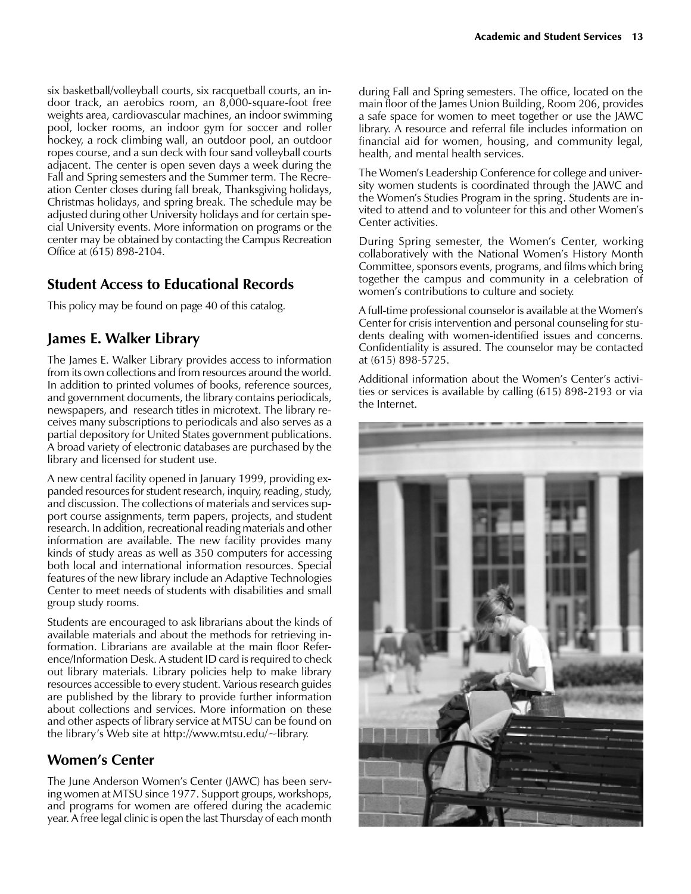six basketball/volleyball courts, six racquetball courts, an indoor track, an aerobics room, an 8,000-square-foot free weights area, cardiovascular machines, an indoor swimming pool, locker rooms, an indoor gym for soccer and roller hockey, a rock climbing wall, an outdoor pool, an outdoor ropes course, and a sun deck with four sand volleyball courts adjacent. The center is open seven days a week during the Fall and Spring semesters and the Summer term. The Recreation Center closes during fall break, Thanksgiving holidays, Christmas holidays, and spring break. The schedule may be adjusted during other University holidays and for certain special University events. More information on programs or the center may be obtained by contacting the Campus Recreation Office at (615) 898-2104.

## Student Access to Educational Records

This policy may be found on page 40 of this catalog.

## James E. Walker Library

The James E. Walker Library provides access to information from its own collections and from resources around the world. In addition to printed volumes of books, reference sources, and government documents, the library contains periodicals, newspapers, and research titles in microtext. The library receives many subscriptions to periodicals and also serves as a partial depository for United States government publications. A broad variety of electronic databases are purchased by the library and licensed for student use.

A new central facility opened in January 1999, providing expanded resources for student research, inquiry, reading, study, and discussion. The collections of materials and services support course assignments, term papers, projects, and student research. In addition, recreational reading materials and other information are available. The new facility provides many kinds of study areas as well as 350 computers for accessing both local and international information resources. Special features of the new library include an Adaptive Technologies Center to meet needs of students with disabilities and small group study rooms.

Students are encouraged to ask librarians about the kinds of available materials and about the methods for retrieving information. Librarians are available at the main floor Reference/Information Desk. A student ID card is required to check out library materials. Library policies help to make library resources accessible to every student. Various research guides are published by the library to provide further information about collections and services. More information on these and other aspects of library service at MTSU can be found on the library's Web site at http://www.mtsu.edu/~library.

## Women's Center

The June Anderson Women's Center (JAWC) has been serving women at MTSU since 1977. Support groups, workshops, and programs for women are offered during the academic year. A free legal clinic is open the last Thursday of each month during Fall and Spring semesters. The office, located on the main floor of the James Union Building, Room 206, provides a safe space for women to meet together or use the JAWC library. A resource and referral file includes information on financial aid for women, housing, and community legal, health, and mental health services.

The Women's Leadership Conference for college and university women students is coordinated through the JAWC and the Women's Studies Program in the spring. Students are invited to attend and to volunteer for this and other Women's Center activities.

During Spring semester, the Women's Center, working collaboratively with the National Women's History Month Committee, sponsors events, programs, and films which bring together the campus and community in a celebration of women's contributions to culture and society.

A full-time professional counselor is available at the Women's Center for crisis intervention and personal counseling for students dealing with women-identified issues and concerns. Confidentiality is assured. The counselor may be contacted at (615) 898-5725.

Additional information about the Women's Center's activities or services is available by calling (615) 898-2193 or via the Internet.